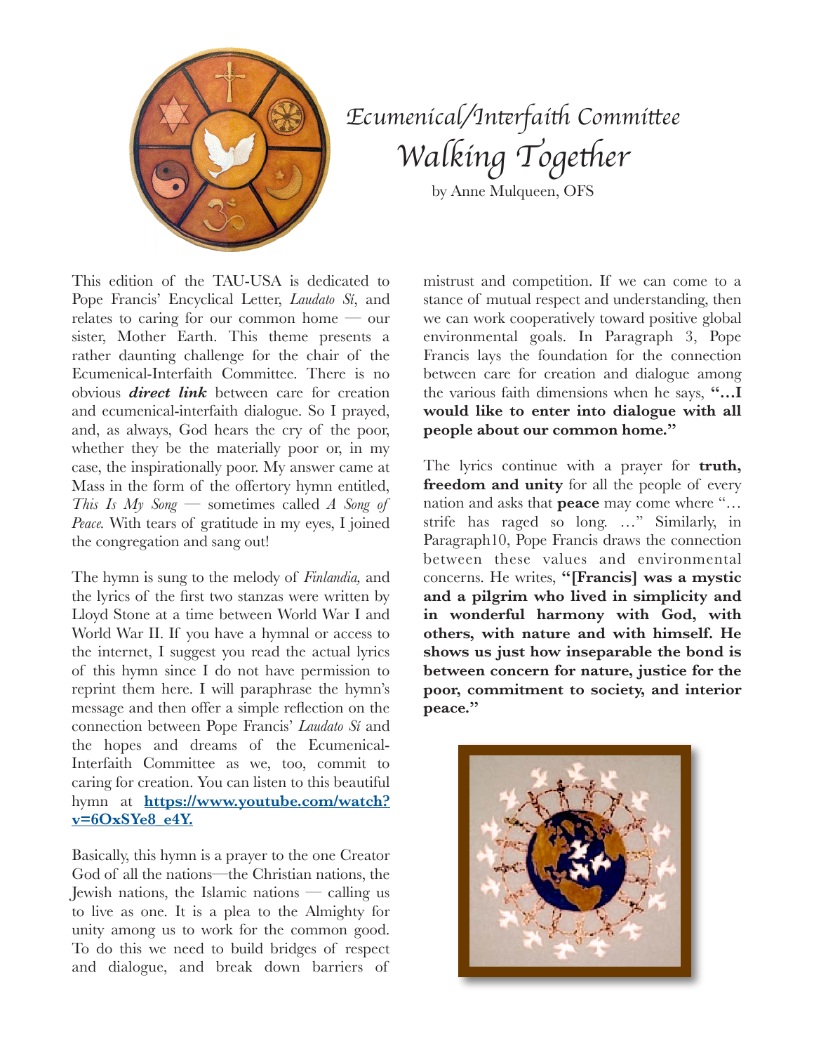# Ecumenical/Interfaith Committee

## Walking Together

by Anne Mulqueen, OFS

This edition of the TAU-USA is dedicated to Pope Francis' Encyclical Letter, *Laudato Sí*, and relates to caring for our common home — our sister, Mother Earth. This theme presents a rather daunting challenge for the chair of the Ecumenical-Interfaith Committee. There is no obvious ***direct link*** between care for creation and ecumenical-interfaith dialogue. So I prayed, and, as always, God hears the cry of the poor, whether they be the materially poor or, in my case, the inspirationally poor. My answer came at Mass in the form of the offertory hymn entitled, *This Is My Song* — sometimes called *A Song of Peace.* With tears of gratitude in my eyes, I joined the congregation and sang out!

The hymn is sung to the melody of *Finlandia,* and the lyrics of the first two stanzas were written by Lloyd Stone at a time between World War I and World War II. If you have a hymnal or access to the internet, I suggest you read the actual lyrics of this hymn since I do not have permission to reprint them here. I will paraphrase the hymn's message and then offer a simple reflection on the connection between Pope Francis' *Laudato Sí* and the hopes and dreams of the Ecumenical-Interfaith Committee as we, too, commit to caring for creation. You can listen to this beautiful hymn at **https://www.youtube.com/watch?v=6OxSYe8_e4Y.**

Basically, this hymn is a prayer to the one Creator God of all the nations—the Christian nations, the Jewish nations, the Islamic nations — calling us to live as one. It is a plea to the Almighty for unity among us to work for the common good. To do this we need to build bridges of respect and dialogue, and break down barriers of mistrust and competition. If we can come to a stance of mutual respect and understanding, then we can work cooperatively toward positive global environmental goals. In Paragraph 3, Pope Francis lays the foundation for the connection between care for creation and dialogue among the various faith dimensions when he says, **"…I would like to enter into dialogue with all people about our common home."**

The lyrics continue with a prayer for **truth, freedom and unity** for all the people of every nation and asks that **peace** may come where "…strife has raged so long. …" Similarly, in Paragraph10, Pope Francis draws the connection between these values and environmental concerns. He writes, **"[Francis] was a mystic and a pilgrim who lived in simplicity and in wonderful harmony with God, with others, with nature and with himself. He shows us just how inseparable the bond is between concern for nature, justice for the poor, commitment to society, and interior peace."**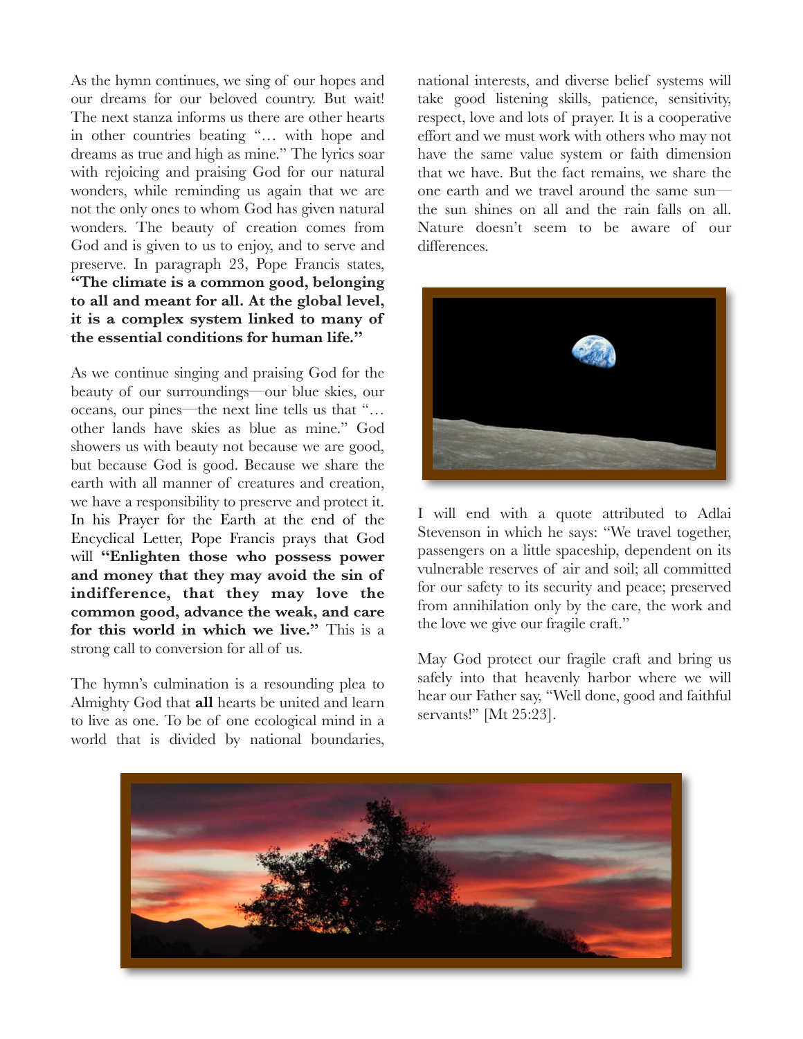As the hymn continues, we sing of our hopes and our dreams for our beloved country. But wait! The next stanza informs us there are other hearts in other countries beating "… with hope and dreams as true and high as mine." The lyrics soar with rejoicing and praising God for our natural wonders, while reminding us again that we are not the only ones to whom God has given natural wonders. The beauty of creation comes from God and is given to us to enjoy, and to serve and preserve. In paragraph 23, Pope Francis states, **"The climate is a common good, belonging to all and meant for all. At the global level, it is a complex system linked to many of the essential conditions for human life."**

As we continue singing and praising God for the beauty of our surroundings—our blue skies, our oceans, our pines—the next line tells us that "… other lands have skies as blue as mine." God showers us with beauty not because we are good, but because God is good. Because we share the earth with all manner of creatures and creation, we have a responsibility to preserve and protect it. In his Prayer for the Earth at the end of the Encyclical Letter, Pope Francis prays that God will **"Enlighten those who possess power and money that they may avoid the sin of indifference, that they may love the common good, advance the weak, and care for this world in which we live."** This is a strong call to conversion for all of us.

The hymn's culmination is a resounding plea to Almighty God that **all** hearts be united and learn to live as one. To be of one ecological mind in a world that is divided by national boundaries, national interests, and diverse belief systems will take good listening skills, patience, sensitivity, respect, love and lots of prayer. It is a cooperative effort and we must work with others who may not have the same value system or faith dimension that we have. But the fact remains, we share the one earth and we travel around the same sun—the sun shines on all and the rain falls on all. Nature doesn't seem to be aware of our differences.

I will end with a quote attributed to Adlai Stevenson in which he says: "We travel together, passengers on a little spaceship, dependent on its vulnerable reserves of air and soil; all committed for our safety to its security and peace; preserved from annihilation only by the care, the work and the love we give our fragile craft."

May God protect our fragile craft and bring us safely into that heavenly harbor where we will hear our Father say, "Well done, good and faithful servants!" [Mt 25:23].